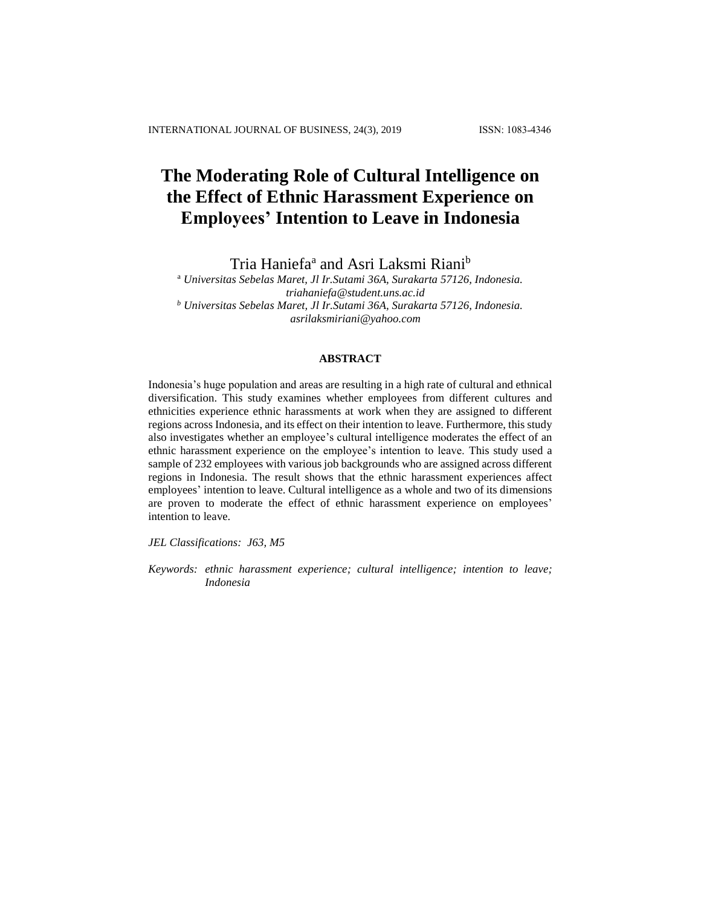# The Moderating Role of Cultural Intelligence on the Effect of Ethnic Harassment Experience on Employees' Intention to Leave in Indonesia

Tria Haniefa[a] and Asri Laksmi Riani[b]

[a] *Universitas Sebelas Maret, Jl Ir.Sutami 36A, Surakarta 57126, Indonesia. triahaniefa@student.uns.ac.id*

[b] *Universitas Sebelas Maret, Jl Ir.Sutami 36A, Surakarta 57126, Indonesia. asrilaksmiriani@yahoo.com*

## ABSTRACT

Indonesia's huge population and areas are resulting in a high rate of cultural and ethnical diversification. This study examines whether employees from different cultures and ethnicities experience ethnic harassments at work when they are assigned to different regions across Indonesia, and its effect on their intention to leave. Furthermore, this study also investigates whether an employee's cultural intelligence moderates the effect of an ethnic harassment experience on the employee's intention to leave. This study used a sample of 232 employees with various job backgrounds who are assigned across different regions in Indonesia. The result shows that the ethnic harassment experiences affect employees' intention to leave. Cultural intelligence as a whole and two of its dimensions are proven to moderate the effect of ethnic harassment experience on employees' intention to leave.

*JEL Classifications: J63, M5*

*Keywords: ethnic harassment experience; cultural intelligence; intention to leave; Indonesia*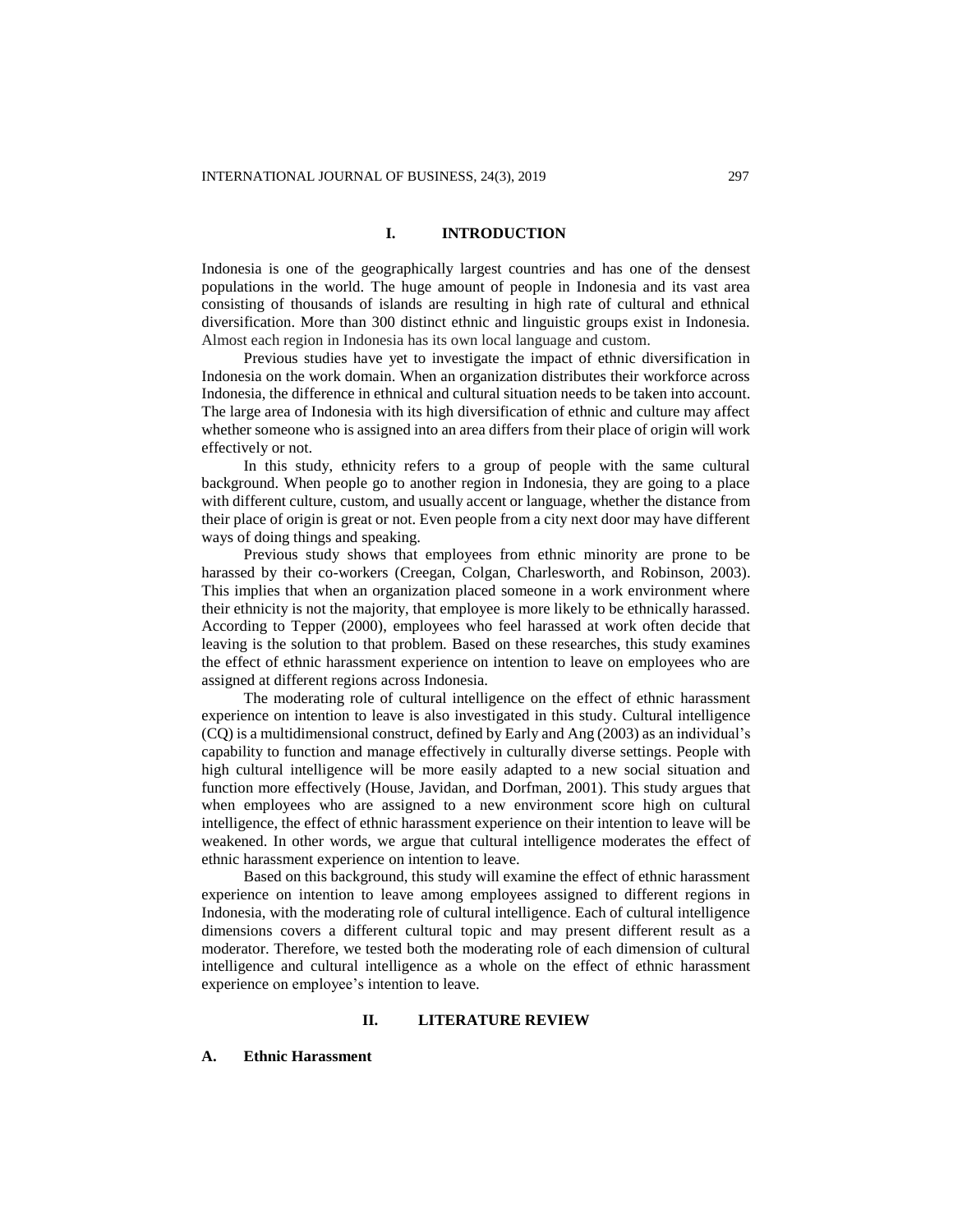## I. INTRODUCTION

Indonesia is one of the geographically largest countries and has one of the densest populations in the world. The huge amount of people in Indonesia and its vast area consisting of thousands of islands are resulting in high rate of cultural and ethnical diversification. More than 300 distinct ethnic and linguistic groups exist in Indonesia. Almost each region in Indonesia has its own local language and custom.

Previous studies have yet to investigate the impact of ethnic diversification in Indonesia on the work domain. When an organization distributes their workforce across Indonesia, the difference in ethnical and cultural situation needs to be taken into account. The large area of Indonesia with its high diversification of ethnic and culture may affect whether someone who is assigned into an area differs from their place of origin will work effectively or not.

In this study, ethnicity refers to a group of people with the same cultural background. When people go to another region in Indonesia, they are going to a place with different culture, custom, and usually accent or language, whether the distance from their place of origin is great or not. Even people from a city next door may have different ways of doing things and speaking.

Previous study shows that employees from ethnic minority are prone to be harassed by their co-workers (Creegan, Colgan, Charlesworth, and Robinson, 2003). This implies that when an organization placed someone in a work environment where their ethnicity is not the majority, that employee is more likely to be ethnically harassed. According to Tepper (2000), employees who feel harassed at work often decide that leaving is the solution to that problem. Based on these researches, this study examines the effect of ethnic harassment experience on intention to leave on employees who are assigned at different regions across Indonesia.

The moderating role of cultural intelligence on the effect of ethnic harassment experience on intention to leave is also investigated in this study. Cultural intelligence (CQ) is a multidimensional construct, defined by Early and Ang (2003) as an individual's capability to function and manage effectively in culturally diverse settings. People with high cultural intelligence will be more easily adapted to a new social situation and function more effectively (House, Javidan, and Dorfman, 2001). This study argues that when employees who are assigned to a new environment score high on cultural intelligence, the effect of ethnic harassment experience on their intention to leave will be weakened. In other words, we argue that cultural intelligence moderates the effect of ethnic harassment experience on intention to leave.

Based on this background, this study will examine the effect of ethnic harassment experience on intention to leave among employees assigned to different regions in Indonesia, with the moderating role of cultural intelligence. Each of cultural intelligence dimensions covers a different cultural topic and may present different result as a moderator. Therefore, we tested both the moderating role of each dimension of cultural intelligence and cultural intelligence as a whole on the effect of ethnic harassment experience on employee's intention to leave.

## II. LITERATURE REVIEW

### A. Ethnic Harassment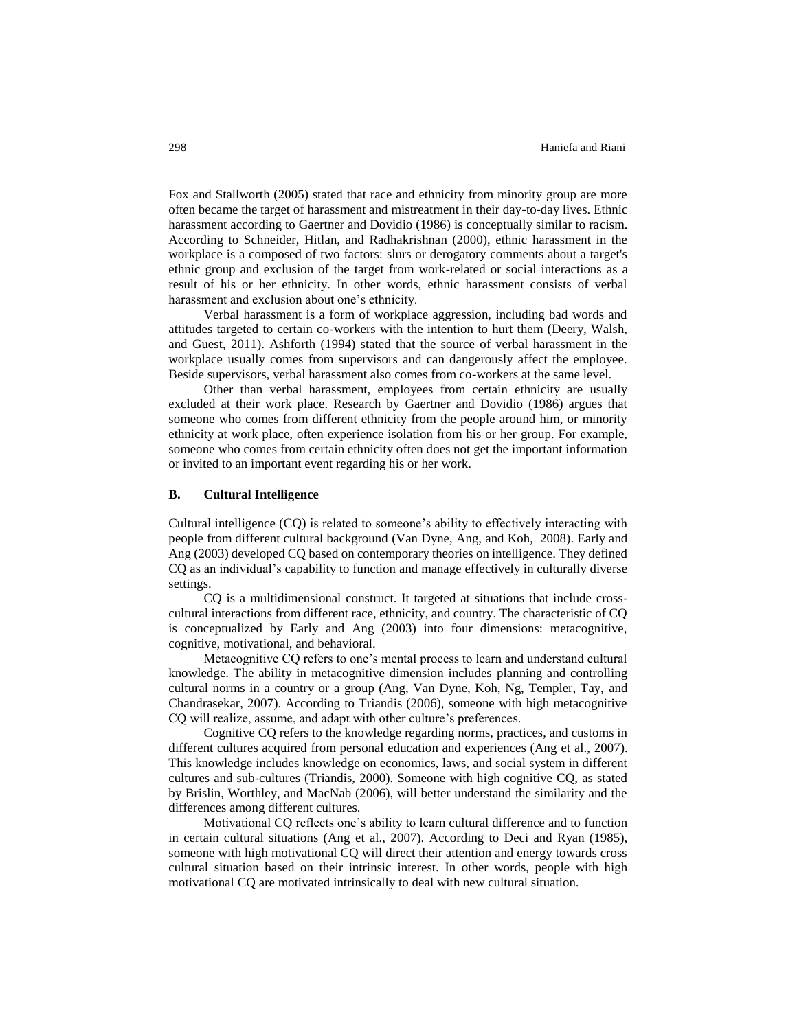Fox and Stallworth (2005) stated that race and ethnicity from minority group are more often became the target of harassment and mistreatment in their day-to-day lives. Ethnic harassment according to Gaertner and Dovidio (1986) is conceptually similar to racism. According to Schneider, Hitlan, and Radhakrishnan (2000), ethnic harassment in the workplace is a composed of two factors: slurs or derogatory comments about a target's ethnic group and exclusion of the target from work-related or social interactions as a result of his or her ethnicity. In other words, ethnic harassment consists of verbal harassment and exclusion about one's ethnicity.

Verbal harassment is a form of workplace aggression, including bad words and attitudes targeted to certain co-workers with the intention to hurt them (Deery, Walsh, and Guest, 2011). Ashforth (1994) stated that the source of verbal harassment in the workplace usually comes from supervisors and can dangerously affect the employee. Beside supervisors, verbal harassment also comes from co-workers at the same level.

Other than verbal harassment, employees from certain ethnicity are usually excluded at their work place. Research by Gaertner and Dovidio (1986) argues that someone who comes from different ethnicity from the people around him, or minority ethnicity at work place, often experience isolation from his or her group. For example, someone who comes from certain ethnicity often does not get the important information or invited to an important event regarding his or her work.

## B. Cultural Intelligence

Cultural intelligence (CQ) is related to someone's ability to effectively interacting with people from different cultural background (Van Dyne, Ang, and Koh, 2008). Early and Ang (2003) developed CQ based on contemporary theories on intelligence. They defined CQ as an individual's capability to function and manage effectively in culturally diverse settings.

CQ is a multidimensional construct. It targeted at situations that include cross-cultural interactions from different race, ethnicity, and country. The characteristic of CQ is conceptualized by Early and Ang (2003) into four dimensions: metacognitive, cognitive, motivational, and behavioral.

Metacognitive CQ refers to one's mental process to learn and understand cultural knowledge. The ability in metacognitive dimension includes planning and controlling cultural norms in a country or a group (Ang, Van Dyne, Koh, Ng, Templer, Tay, and Chandrasekar, 2007). According to Triandis (2006), someone with high metacognitive CQ will realize, assume, and adapt with other culture's preferences.

Cognitive CQ refers to the knowledge regarding norms, practices, and customs in different cultures acquired from personal education and experiences (Ang et al., 2007). This knowledge includes knowledge on economics, laws, and social system in different cultures and sub-cultures (Triandis, 2000). Someone with high cognitive CQ, as stated by Brislin, Worthley, and MacNab (2006), will better understand the similarity and the differences among different cultures.

Motivational CQ reflects one's ability to learn cultural difference and to function in certain cultural situations (Ang et al., 2007). According to Deci and Ryan (1985), someone with high motivational CQ will direct their attention and energy towards cross cultural situation based on their intrinsic interest. In other words, people with high motivational CQ are motivated intrinsically to deal with new cultural situation.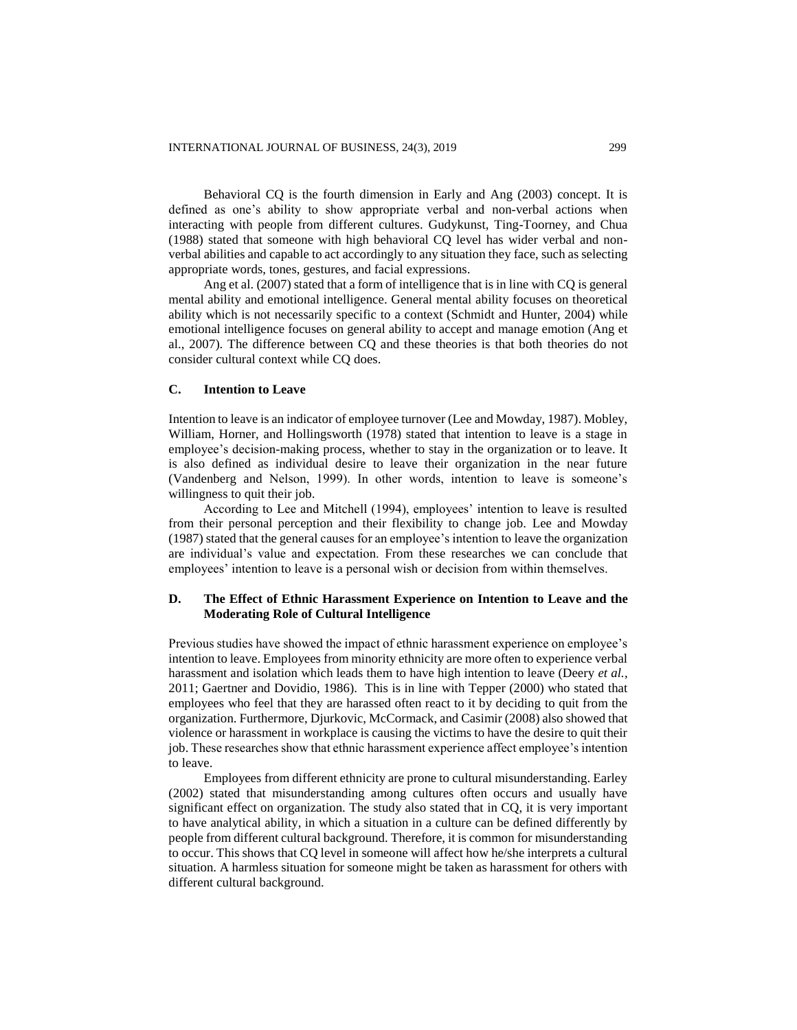Behavioral CQ is the fourth dimension in Early and Ang (2003) concept. It is defined as one's ability to show appropriate verbal and non-verbal actions when interacting with people from different cultures. Gudykunst, Ting-Toorney, and Chua (1988) stated that someone with high behavioral CQ level has wider verbal and non-verbal abilities and capable to act accordingly to any situation they face, such as selecting appropriate words, tones, gestures, and facial expressions.

Ang et al. (2007) stated that a form of intelligence that is in line with CQ is general mental ability and emotional intelligence. General mental ability focuses on theoretical ability which is not necessarily specific to a context (Schmidt and Hunter, 2004) while emotional intelligence focuses on general ability to accept and manage emotion (Ang et al., 2007). The difference between CQ and these theories is that both theories do not consider cultural context while CQ does.

### C. Intention to Leave

Intention to leave is an indicator of employee turnover (Lee and Mowday, 1987). Mobley, William, Horner, and Hollingsworth (1978) stated that intention to leave is a stage in employee's decision-making process, whether to stay in the organization or to leave. It is also defined as individual desire to leave their organization in the near future (Vandenberg and Nelson, 1999). In other words, intention to leave is someone's willingness to quit their job.

According to Lee and Mitchell (1994), employees' intention to leave is resulted from their personal perception and their flexibility to change job. Lee and Mowday (1987) stated that the general causes for an employee's intention to leave the organization are individual's value and expectation. From these researches we can conclude that employees' intention to leave is a personal wish or decision from within themselves.

### D. The Effect of Ethnic Harassment Experience on Intention to Leave and the Moderating Role of Cultural Intelligence

Previous studies have showed the impact of ethnic harassment experience on employee's intention to leave. Employees from minority ethnicity are more often to experience verbal harassment and isolation which leads them to have high intention to leave (Deery *et al.*, 2011; Gaertner and Dovidio, 1986). This is in line with Tepper (2000) who stated that employees who feel that they are harassed often react to it by deciding to quit from the organization. Furthermore, Djurkovic, McCormack, and Casimir (2008) also showed that violence or harassment in workplace is causing the victims to have the desire to quit their job. These researches show that ethnic harassment experience affect employee's intention to leave.

Employees from different ethnicity are prone to cultural misunderstanding. Earley (2002) stated that misunderstanding among cultures often occurs and usually have significant effect on organization. The study also stated that in CQ, it is very important to have analytical ability, in which a situation in a culture can be defined differently by people from different cultural background. Therefore, it is common for misunderstanding to occur. This shows that CQ level in someone will affect how he/she interprets a cultural situation. A harmless situation for someone might be taken as harassment for others with different cultural background.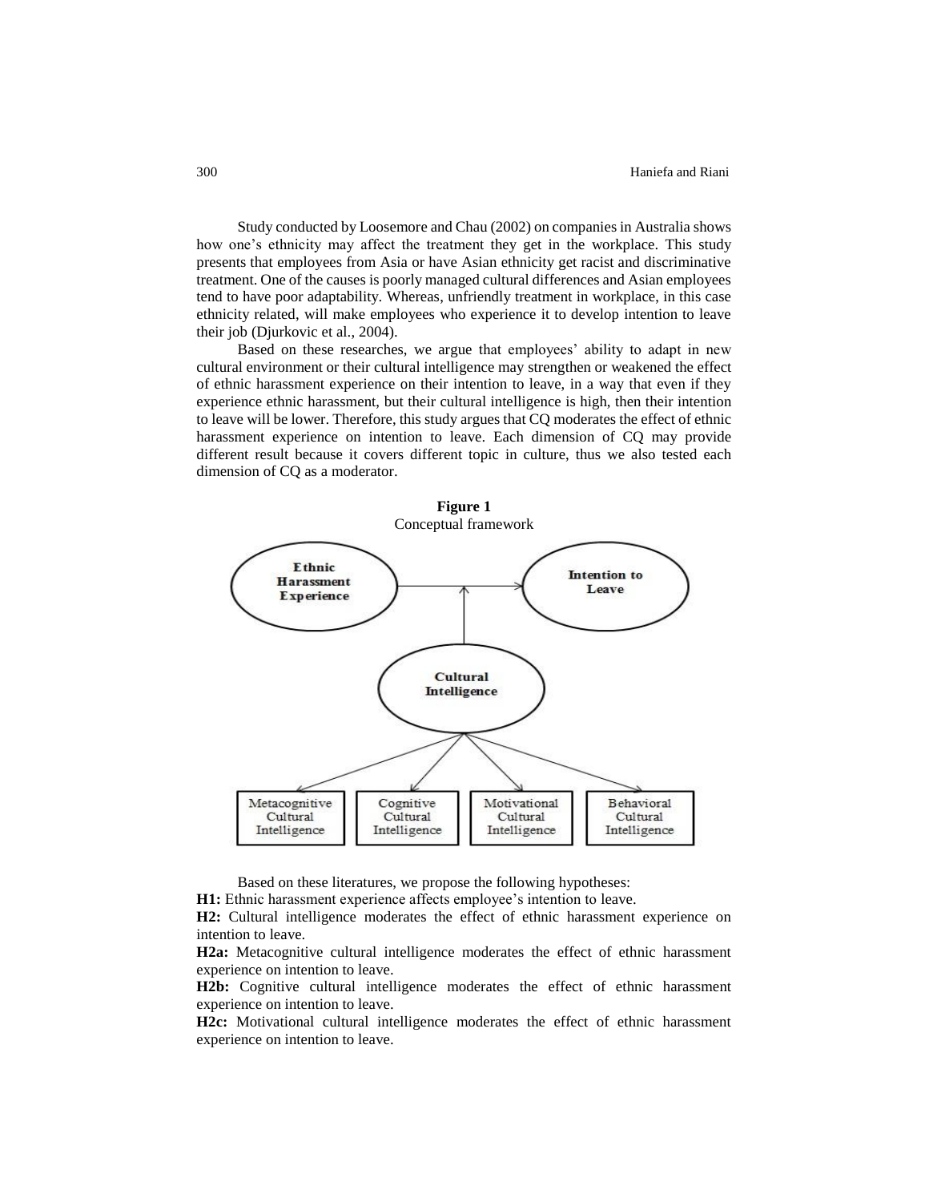Study conducted by Loosemore and Chau (2002) on companies in Australia shows how one's ethnicity may affect the treatment they get in the workplace. This study presents that employees from Asia or have Asian ethnicity get racist and discriminative treatment. One of the causes is poorly managed cultural differences and Asian employees tend to have poor adaptability. Whereas, unfriendly treatment in workplace, in this case ethnicity related, will make employees who experience it to develop intention to leave their job (Djurkovic et al., 2004).

Based on these researches, we argue that employees' ability to adapt in new cultural environment or their cultural intelligence may strengthen or weakened the effect of ethnic harassment experience on their intention to leave, in a way that even if they experience ethnic harassment, but their cultural intelligence is high, then their intention to leave will be lower. Therefore, this study argues that CQ moderates the effect of ethnic harassment experience on intention to leave. Each dimension of CQ may provide different result because it covers different topic in culture, thus we also tested each dimension of CQ as a moderator.

**Figure 1**
Conceptual framework

Ethnic Harassment Experience → Intention to Leave

Cultural Intelligence (moderator)

Metacognitive Cultural Intelligence | Cognitive Cultural Intelligence | Motivational Cultural Intelligence | Behavioral Cultural Intelligence

Based on these literatures, we propose the following hypotheses:

**H1:** Ethnic harassment experience affects employee's intention to leave.

**H2:** Cultural intelligence moderates the effect of ethnic harassment experience on intention to leave.

**H2a:** Metacognitive cultural intelligence moderates the effect of ethnic harassment experience on intention to leave.

**H2b:** Cognitive cultural intelligence moderates the effect of ethnic harassment experience on intention to leave.

**H2c:** Motivational cultural intelligence moderates the effect of ethnic harassment experience on intention to leave.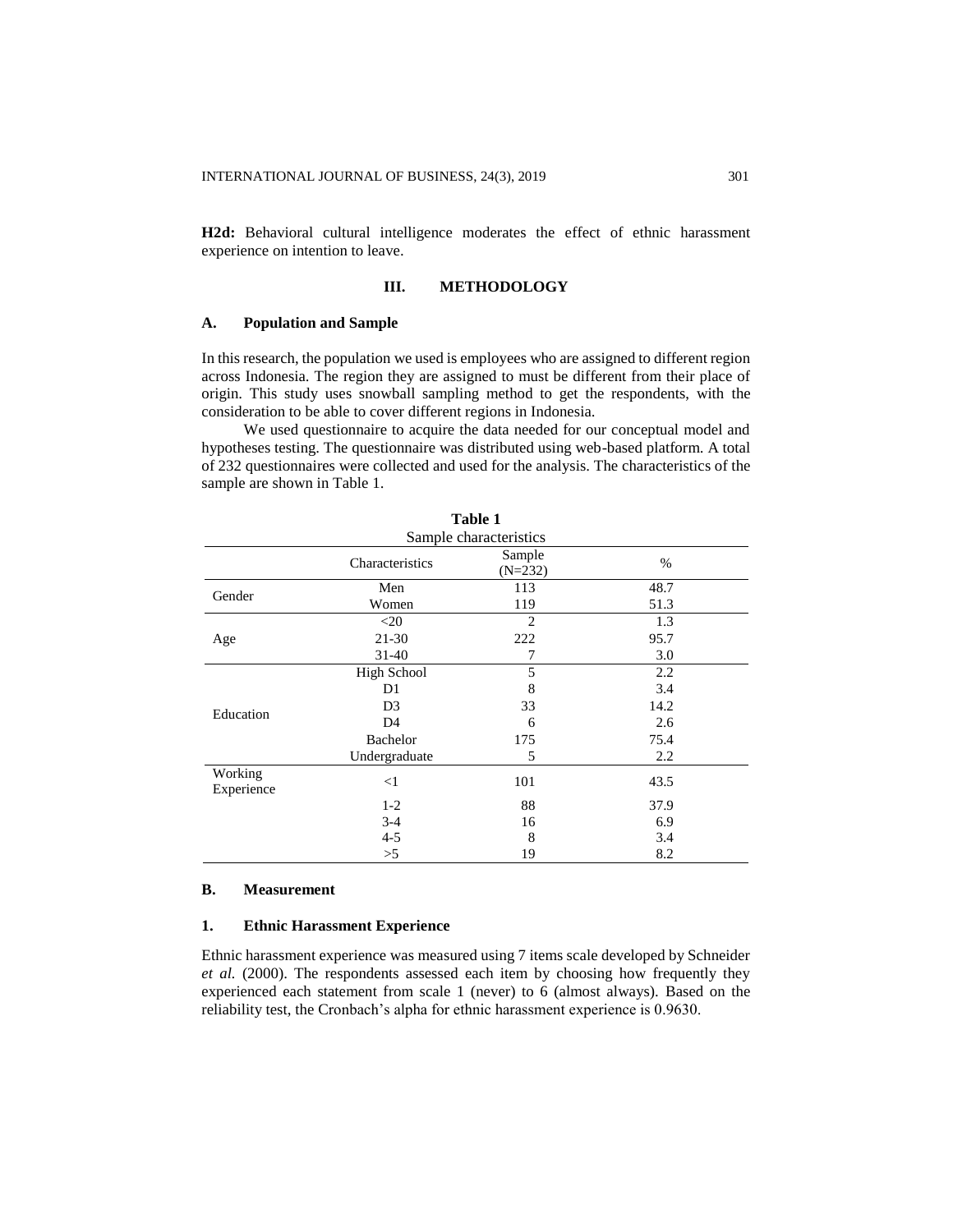**H2d:** Behavioral cultural intelligence moderates the effect of ethnic harassment experience on intention to leave.

## III. METHODOLOGY

### A. Population and Sample

In this research, the population we used is employees who are assigned to different region across Indonesia. The region they are assigned to must be different from their place of origin. This study uses snowball sampling method to get the respondents, with the consideration to be able to cover different regions in Indonesia.

We used questionnaire to acquire the data needed for our conceptual model and hypotheses testing. The questionnaire was distributed using web-based platform. A total of 232 questionnaires were collected and used for the analysis. The characteristics of the sample are shown in Table 1.

**Table 1**
Sample characteristics

| | Characteristics | Sample (N=232) | % |
|---|---|---|---|
| Gender | Men | 113 | 48.7 |
| | Women | 119 | 51.3 |
| Age | <20 | 2 | 1.3 |
| | 21-30 | 222 | 95.7 |
| | 31-40 | 7 | 3.0 |
| Education | High School | 5 | 2.2 |
| | D1 | 8 | 3.4 |
| | D3 | 33 | 14.2 |
| | D4 | 6 | 2.6 |
| | Bachelor | 175 | 75.4 |
| | Undergraduate | 5 | 2.2 |
| Working Experience | <1 | 101 | 43.5 |
| | 1-2 | 88 | 37.9 |
| | 3-4 | 16 | 6.9 |
| | 4-5 | 8 | 3.4 |
| | >5 | 19 | 8.2 |

### B. Measurement

#### 1. Ethnic Harassment Experience

Ethnic harassment experience was measured using 7 items scale developed by Schneider *et al.* (2000). The respondents assessed each item by choosing how frequently they experienced each statement from scale 1 (never) to 6 (almost always). Based on the reliability test, the Cronbach's alpha for ethnic harassment experience is 0.9630.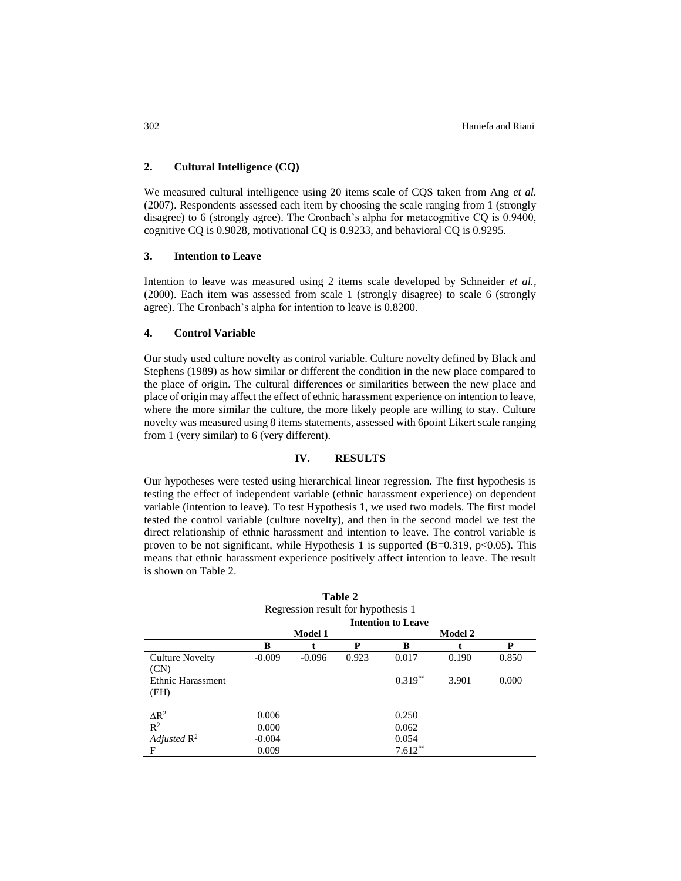### 2. Cultural Intelligence (CQ)

We measured cultural intelligence using 20 items scale of CQS taken from Ang *et al.* (2007). Respondents assessed each item by choosing the scale ranging from 1 (strongly disagree) to 6 (strongly agree). The Cronbach's alpha for metacognitive CQ is 0.9400, cognitive CQ is 0.9028, motivational CQ is 0.9233, and behavioral CQ is 0.9295.

### 3. Intention to Leave

Intention to leave was measured using 2 items scale developed by Schneider *et al.*, (2000). Each item was assessed from scale 1 (strongly disagree) to scale 6 (strongly agree). The Cronbach's alpha for intention to leave is 0.8200.

### 4. Control Variable

Our study used culture novelty as control variable. Culture novelty defined by Black and Stephens (1989) as how similar or different the condition in the new place compared to the place of origin. The cultural differences or similarities between the new place and place of origin may affect the effect of ethnic harassment experience on intention to leave, where the more similar the culture, the more likely people are willing to stay. Culture novelty was measured using 8 items statements, assessed with 6point Likert scale ranging from 1 (very similar) to 6 (very different).

## IV. RESULTS

Our hypotheses were tested using hierarchical linear regression. The first hypothesis is testing the effect of independent variable (ethnic harassment experience) on dependent variable (intention to leave). To test Hypothesis 1, we used two models. The first model tested the control variable (culture novelty), and then in the second model we test the direct relationship of ethnic harassment and intention to leave. The control variable is proven to be not significant, while Hypothesis 1 is supported (B=0.319, $p<0.05$). This means that ethnic harassment experience positively affect intention to leave. The result is shown on Table 2.

**Table 2**
Regression result for hypothesis 1

| | Intention to Leave | | | | | |
|---|---|---|---|---|---|---|
| | Model 1 | | | Model 2 | | |
| | **B** | **t** | **P** | **B** | **t** | **P** |
| Culture Novelty (CN) | -0.009 | -0.096 | 0.923 | 0.017 | 0.190 | 0.850 |
| Ethnic Harassment (EH) | | | | $0.319^{**}$ | 3.901 | 0.000 |
| $\Delta R^2$ | 0.006 | | | 0.250 | | |
| $R^2$ | 0.000 | | | 0.062 | | |
| *Adjusted* $R^2$ | -0.004 | | | 0.054 | | |
| F | 0.009 | | | $7.612^{**}$ | | |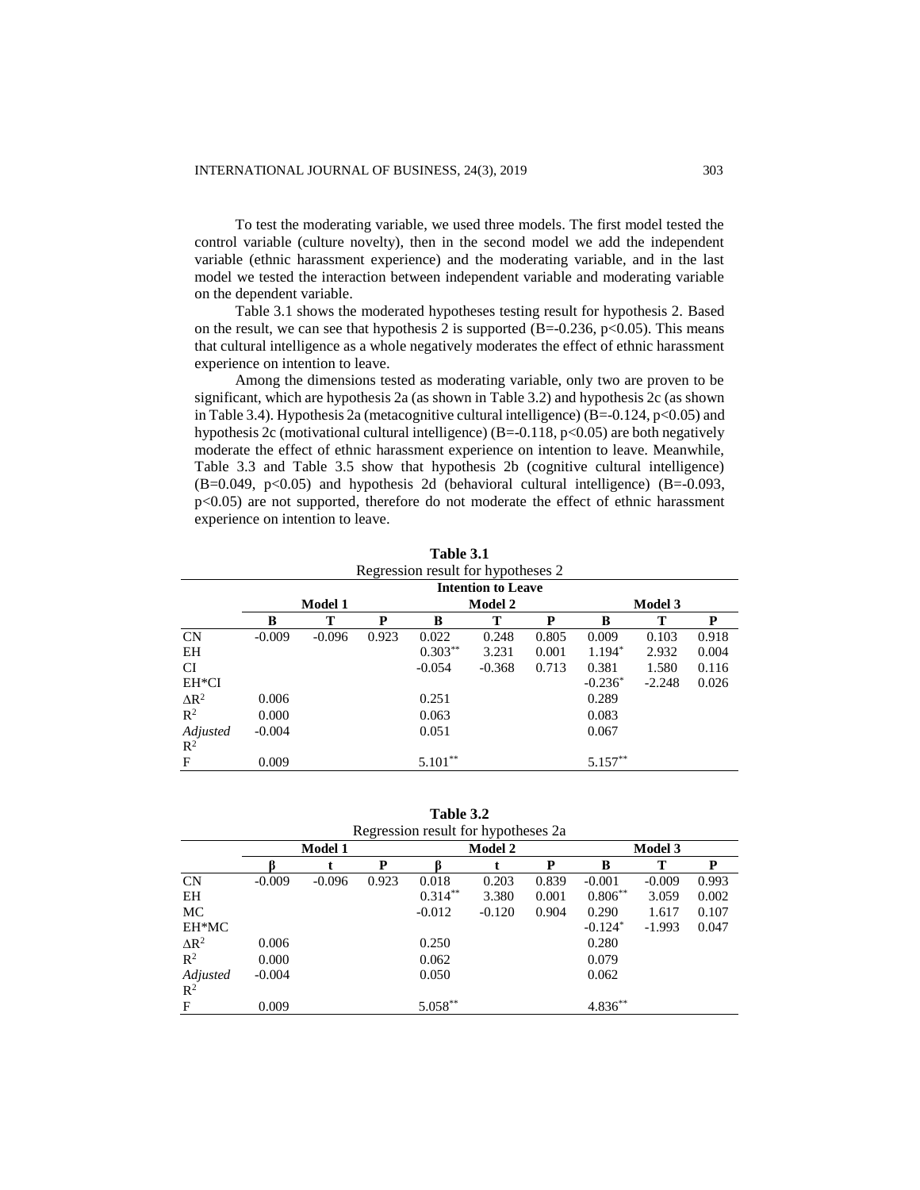To test the moderating variable, we used three models. The first model tested the control variable (culture novelty), then in the second model we add the independent variable (ethnic harassment experience) and the moderating variable, and in the last model we tested the interaction between independent variable and moderating variable on the dependent variable.

Table 3.1 shows the moderated hypotheses testing result for hypothesis 2. Based on the result, we can see that hypothesis 2 is supported (B=-0.236, $p<0.05$). This means that cultural intelligence as a whole negatively moderates the effect of ethnic harassment experience on intention to leave.

Among the dimensions tested as moderating variable, only two are proven to be significant, which are hypothesis 2a (as shown in Table 3.2) and hypothesis 2c (as shown in Table 3.4). Hypothesis 2a (metacognitive cultural intelligence) (B=-0.124, $p<0.05$) and hypothesis 2c (motivational cultural intelligence) (B=-0.118, $p<0.05$) are both negatively moderate the effect of ethnic harassment experience on intention to leave. Meanwhile, Table 3.3 and Table 3.5 show that hypothesis 2b (cognitive cultural intelligence) (B=0.049, $p<0.05$) and hypothesis 2d (behavioral cultural intelligence) (B=-0.093, $p<0.05$) are not supported, therefore do not moderate the effect of ethnic harassment experience on intention to leave.

**Table 3.1**
Regression result for hypotheses 2

| | Intention to Leave | | | | | | | | |
|---|---|---|---|---|---|---|---|---|---|
| | Model 1 | | | Model 2 | | | Model 3 | | |
| | B | T | P | B | T | P | B | T | P |
| CN | -0.009 | -0.096 | 0.923 | 0.022 | 0.248 | 0.805 | 0.009 | 0.103 | 0.918 |
| EH | | | | $0.303^{**}$ | 3.231 | 0.001 | $1.194^{*}$ | 2.932 | 0.004 |
| CI | | | | -0.054 | -0.368 | 0.713 | 0.381 | 1.580 | 0.116 |
| EH*CI | | | | | | | $-0.236^{*}$ | -2.248 | 0.026 |
| $\Delta R^2$ | 0.006 | | | 0.251 | | | 0.289 | | |
| $R^2$ | 0.000 | | | 0.063 | | | 0.083 | | |
| *Adjusted* $R^2$ | -0.004 | | | 0.051 | | | 0.067 | | |
| F | 0.009 | | | $5.101^{**}$ | | | $5.157^{**}$ | | |

**Table 3.2**
Regression result for hypotheses 2a

| | Model 1 | | | Model 2 | | | Model 3 | | |
|---|---|---|---|---|---|---|---|---|---|
| | β | t | P | β | t | P | B | T | P |
| CN | -0.009 | -0.096 | 0.923 | 0.018 | 0.203 | 0.839 | -0.001 | -0.009 | 0.993 |
| EH | | | | $0.314^{**}$ | 3.380 | 0.001 | $0.806^{**}$ | 3.059 | 0.002 |
| MC | | | | -0.012 | -0.120 | 0.904 | 0.290 | 1.617 | 0.107 |
| EH*MC | | | | | | | $-0.124^{*}$ | -1.993 | 0.047 |
| $\Delta R^2$ | 0.006 | | | 0.250 | | | 0.280 | | |
| $R^2$ | 0.000 | | | 0.062 | | | 0.079 | | |
| *Adjusted* $R^2$ | -0.004 | | | 0.050 | | | 0.062 | | |
| F | 0.009 | | | $5.058^{**}$ | | | $4.836^{**}$ | | |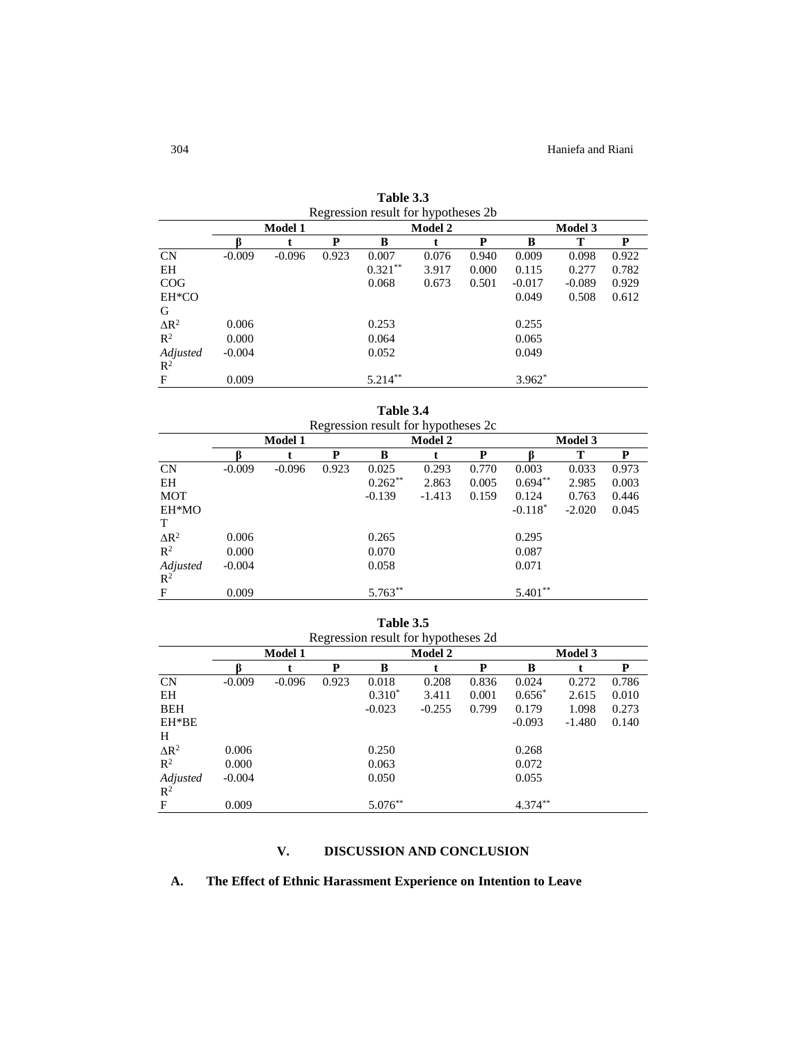**Table 3.3**
Regression result for hypotheses 2b

| | Model 1 | | | Model 2 | | | Model 3 | | |
|---|---|---|---|---|---|---|---|---|---|
| | β | t | P | B | t | P | B | T | P |
| CN | -0.009 | -0.096 | 0.923 | 0.007 | 0.076 | 0.940 | 0.009 | 0.098 | 0.922 |
| EH | | | | 0.321** | 3.917 | 0.000 | 0.115 | 0.277 | 0.782 |
| COG | | | | 0.068 | 0.673 | 0.501 | -0.017 | -0.089 | 0.929 |
| EH*COG | | | | | | | 0.049 | 0.508 | 0.612 |
| $\Delta R^2$ | 0.006 | | | 0.253 | | | 0.255 | | |
| $R^2$ | 0.000 | | | 0.064 | | | 0.065 | | |
| *Adjusted* $R^2$ | -0.004 | | | 0.052 | | | 0.049 | | |
| F | 0.009 | | | 5.214** | | | 3.962* | | |

**Table 3.4**
Regression result for hypotheses 2c

| | Model 1 | | | Model 2 | | | Model 3 | | |
|---|---|---|---|---|---|---|---|---|---|
| | β | t | P | B | t | P | β | T | P |
| CN | -0.009 | -0.096 | 0.923 | 0.025 | 0.293 | 0.770 | 0.003 | 0.033 | 0.973 |
| EH | | | | 0.262** | 2.863 | 0.005 | 0.694** | 2.985 | 0.003 |
| MOT | | | | -0.139 | -1.413 | 0.159 | 0.124 | 0.763 | 0.446 |
| EH*MOT | | | | | | | -0.118* | -2.020 | 0.045 |
| $\Delta R^2$ | 0.006 | | | 0.265 | | | 0.295 | | |
| $R^2$ | 0.000 | | | 0.070 | | | 0.087 | | |
| *Adjusted* $R^2$ | -0.004 | | | 0.058 | | | 0.071 | | |
| F | 0.009 | | | 5.763** | | | 5.401** | | |

**Table 3.5**
Regression result for hypotheses 2d

| | Model 1 | | | Model 2 | | | Model 3 | | |
|---|---|---|---|---|---|---|---|---|---|
| | β | t | P | B | t | P | B | t | P |
| CN | -0.009 | -0.096 | 0.923 | 0.018 | 0.208 | 0.836 | 0.024 | 0.272 | 0.786 |
| EH | | | | 0.310* | 3.411 | 0.001 | 0.656* | 2.615 | 0.010 |
| BEH | | | | -0.023 | -0.255 | 0.799 | 0.179 | 1.098 | 0.273 |
| EH*BEH | | | | | | | -0.093 | -1.480 | 0.140 |
| $\Delta R^2$ | 0.006 | | | 0.250 | | | 0.268 | | |
| $R^2$ | 0.000 | | | 0.063 | | | 0.072 | | |
| *Adjusted* $R^2$ | -0.004 | | | 0.050 | | | 0.055 | | |
| F | 0.009 | | | 5.076** | | | 4.374** | | |

## V. DISCUSSION AND CONCLUSION

### A. The Effect of Ethnic Harassment Experience on Intention to Leave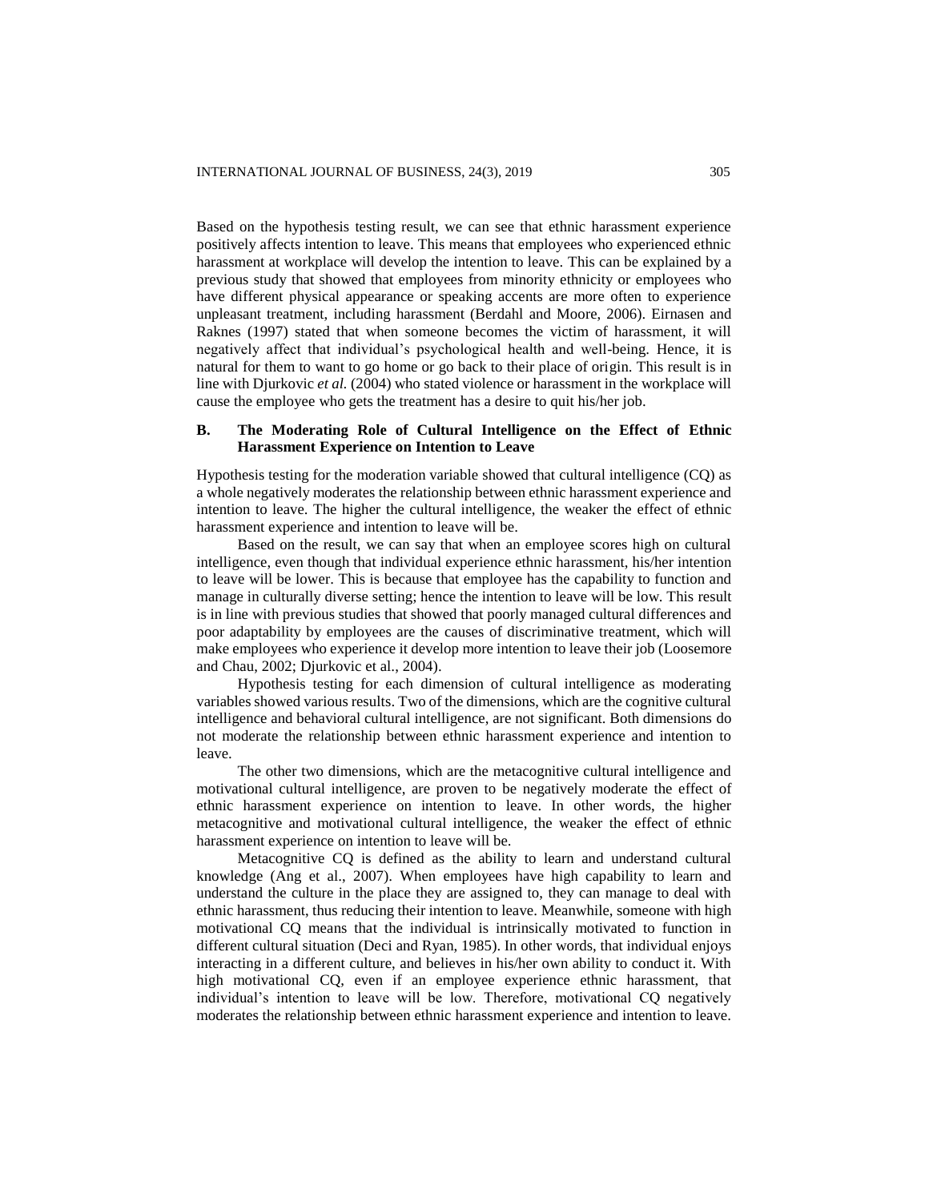Based on the hypothesis testing result, we can see that ethnic harassment experience positively affects intention to leave. This means that employees who experienced ethnic harassment at workplace will develop the intention to leave. This can be explained by a previous study that showed that employees from minority ethnicity or employees who have different physical appearance or speaking accents are more often to experience unpleasant treatment, including harassment (Berdahl and Moore, 2006). Eirnasen and Raknes (1997) stated that when someone becomes the victim of harassment, it will negatively affect that individual's psychological health and well-being. Hence, it is natural for them to want to go home or go back to their place of origin. This result is in line with Djurkovic *et al.* (2004) who stated violence or harassment in the workplace will cause the employee who gets the treatment has a desire to quit his/her job.

### B. The Moderating Role of Cultural Intelligence on the Effect of Ethnic Harassment Experience on Intention to Leave

Hypothesis testing for the moderation variable showed that cultural intelligence (CQ) as a whole negatively moderates the relationship between ethnic harassment experience and intention to leave. The higher the cultural intelligence, the weaker the effect of ethnic harassment experience and intention to leave will be.

Based on the result, we can say that when an employee scores high on cultural intelligence, even though that individual experience ethnic harassment, his/her intention to leave will be lower. This is because that employee has the capability to function and manage in culturally diverse setting; hence the intention to leave will be low. This result is in line with previous studies that showed that poorly managed cultural differences and poor adaptability by employees are the causes of discriminative treatment, which will make employees who experience it develop more intention to leave their job (Loosemore and Chau, 2002; Djurkovic et al., 2004).

Hypothesis testing for each dimension of cultural intelligence as moderating variables showed various results. Two of the dimensions, which are the cognitive cultural intelligence and behavioral cultural intelligence, are not significant. Both dimensions do not moderate the relationship between ethnic harassment experience and intention to leave.

The other two dimensions, which are the metacognitive cultural intelligence and motivational cultural intelligence, are proven to be negatively moderate the effect of ethnic harassment experience on intention to leave. In other words, the higher metacognitive and motivational cultural intelligence, the weaker the effect of ethnic harassment experience on intention to leave will be.

Metacognitive CQ is defined as the ability to learn and understand cultural knowledge (Ang et al., 2007). When employees have high capability to learn and understand the culture in the place they are assigned to, they can manage to deal with ethnic harassment, thus reducing their intention to leave. Meanwhile, someone with high motivational CQ means that the individual is intrinsically motivated to function in different cultural situation (Deci and Ryan, 1985). In other words, that individual enjoys interacting in a different culture, and believes in his/her own ability to conduct it. With high motivational CQ, even if an employee experience ethnic harassment, that individual's intention to leave will be low. Therefore, motivational CQ negatively moderates the relationship between ethnic harassment experience and intention to leave.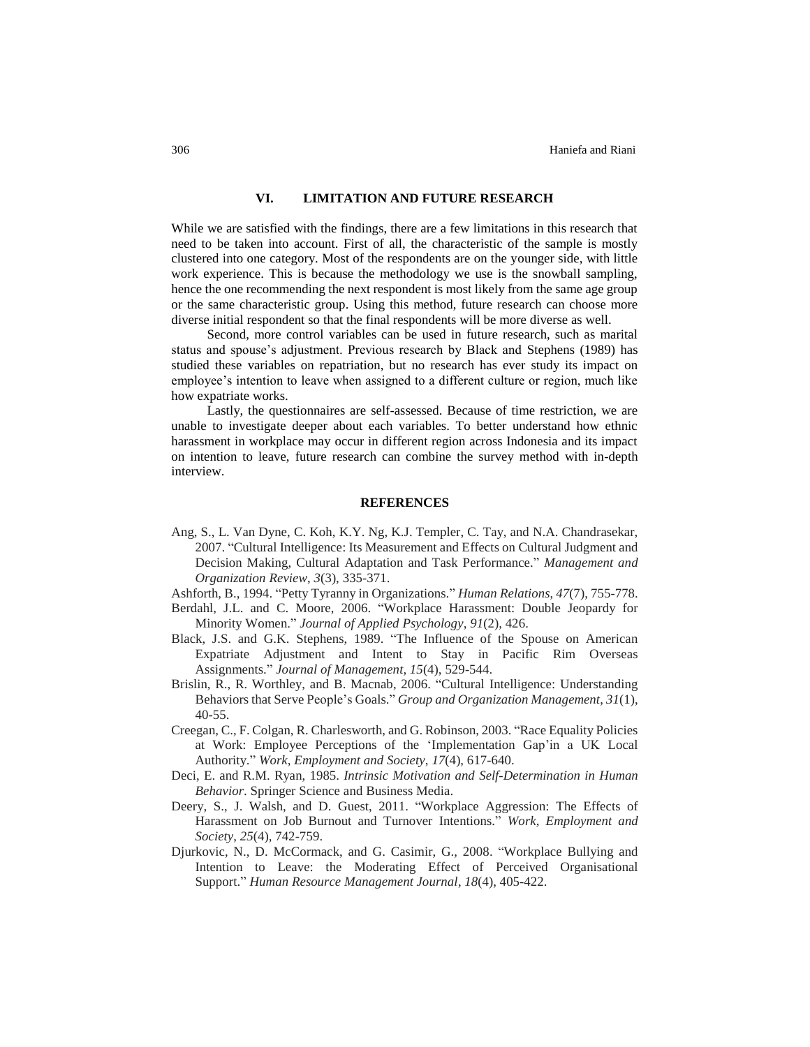## VI. LIMITATION AND FUTURE RESEARCH

While we are satisfied with the findings, there are a few limitations in this research that need to be taken into account. First of all, the characteristic of the sample is mostly clustered into one category. Most of the respondents are on the younger side, with little work experience. This is because the methodology we use is the snowball sampling, hence the one recommending the next respondent is most likely from the same age group or the same characteristic group. Using this method, future research can choose more diverse initial respondent so that the final respondents will be more diverse as well.

Second, more control variables can be used in future research, such as marital status and spouse's adjustment. Previous research by Black and Stephens (1989) has studied these variables on repatriation, but no research has ever study its impact on employee's intention to leave when assigned to a different culture or region, much like how expatriate works.

Lastly, the questionnaires are self-assessed. Because of time restriction, we are unable to investigate deeper about each variables. To better understand how ethnic harassment in workplace may occur in different region across Indonesia and its impact on intention to leave, future research can combine the survey method with in-depth interview.

## REFERENCES

Ang, S., L. Van Dyne, C. Koh, K.Y. Ng, K.J. Templer, C. Tay, and N.A. Chandrasekar, 2007. "Cultural Intelligence: Its Measurement and Effects on Cultural Judgment and Decision Making, Cultural Adaptation and Task Performance." *Management and Organization Review*, *3*(3), 335-371.

Ashforth, B., 1994. "Petty Tyranny in Organizations." *Human Relations*, *47*(7), 755-778.

Berdahl, J.L. and C. Moore, 2006. "Workplace Harassment: Double Jeopardy for Minority Women." *Journal of Applied Psychology*, *91*(2), 426.

Black, J.S. and G.K. Stephens, 1989. "The Influence of the Spouse on American Expatriate Adjustment and Intent to Stay in Pacific Rim Overseas Assignments." *Journal of Management*, *15*(4), 529-544.

Brislin, R., R. Worthley, and B. Macnab, 2006. "Cultural Intelligence: Understanding Behaviors that Serve People's Goals." *Group and Organization Management*, *31*(1), 40-55.

Creegan, C., F. Colgan, R. Charlesworth, and G. Robinson, 2003. "Race Equality Policies at Work: Employee Perceptions of the 'Implementation Gap'in a UK Local Authority." *Work, Employment and Society*, *17*(4), 617-640.

Deci, E. and R.M. Ryan, 1985. *Intrinsic Motivation and Self-Determination in Human Behavior*. Springer Science and Business Media.

Deery, S., J. Walsh, and D. Guest, 2011. "Workplace Aggression: The Effects of Harassment on Job Burnout and Turnover Intentions." *Work, Employment and Society*, *25*(4), 742-759.

Djurkovic, N., D. McCormack, and G. Casimir, G., 2008. "Workplace Bullying and Intention to Leave: the Moderating Effect of Perceived Organisational Support." *Human Resource Management Journal*, *18*(4), 405-422.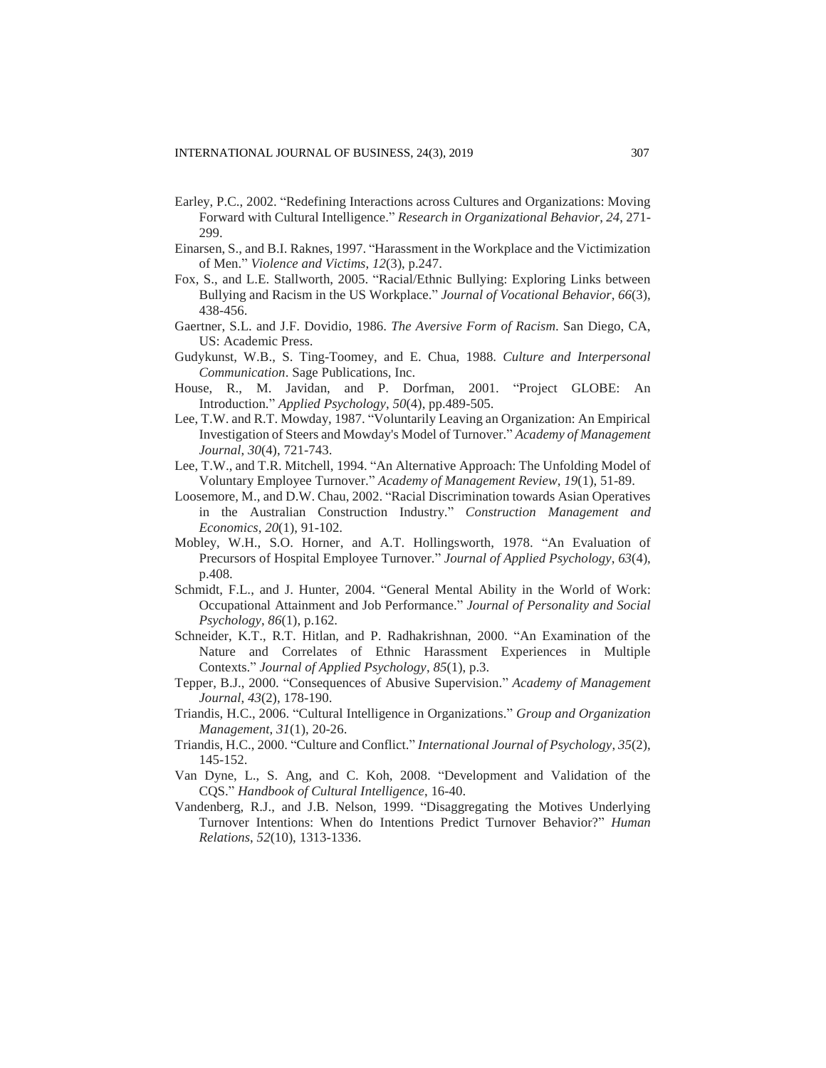Earley, P.C., 2002. “Redefining Interactions across Cultures and Organizations: Moving Forward with Cultural Intelligence.” *Research in Organizational Behavior*, *24*, 271-299.

Einarsen, S., and B.I. Raknes, 1997. “Harassment in the Workplace and the Victimization of Men.” *Violence and Victims*, *12*(3), p.247.

Fox, S., and L.E. Stallworth, 2005. “Racial/Ethnic Bullying: Exploring Links between Bullying and Racism in the US Workplace.” *Journal of Vocational Behavior*, *66*(3), 438-456.

Gaertner, S.L. and J.F. Dovidio, 1986. *The Aversive Form of Racism*. San Diego, CA, US: Academic Press.

Gudykunst, W.B., S. Ting-Toomey, and E. Chua, 1988. *Culture and Interpersonal Communication*. Sage Publications, Inc.

House, R., M. Javidan, and P. Dorfman, 2001. “Project GLOBE: An Introduction.” *Applied Psychology*, *50*(4), pp.489-505.

Lee, T.W. and R.T. Mowday, 1987. “Voluntarily Leaving an Organization: An Empirical Investigation of Steers and Mowday's Model of Turnover.” *Academy of Management Journal*, *30*(4), 721-743.

Lee, T.W., and T.R. Mitchell, 1994. “An Alternative Approach: The Unfolding Model of Voluntary Employee Turnover.” *Academy of Management Review*, *19*(1), 51-89.

Loosemore, M., and D.W. Chau, 2002. “Racial Discrimination towards Asian Operatives in the Australian Construction Industry.” *Construction Management and Economics*, *20*(1), 91-102.

Mobley, W.H., S.O. Horner, and A.T. Hollingsworth, 1978. “An Evaluation of Precursors of Hospital Employee Turnover.” *Journal of Applied Psychology*, *63*(4), p.408.

Schmidt, F.L., and J. Hunter, 2004. “General Mental Ability in the World of Work: Occupational Attainment and Job Performance.” *Journal of Personality and Social Psychology*, *86*(1), p.162.

Schneider, K.T., R.T. Hitlan, and P. Radhakrishnan, 2000. “An Examination of the Nature and Correlates of Ethnic Harassment Experiences in Multiple Contexts.” *Journal of Applied Psychology*, *85*(1), p.3.

Tepper, B.J., 2000. “Consequences of Abusive Supervision.” *Academy of Management Journal*, *43*(2), 178-190.

Triandis, H.C., 2006. “Cultural Intelligence in Organizations.” *Group and Organization Management*, *31*(1), 20-26.

Triandis, H.C., 2000. “Culture and Conflict.” *International Journal of Psychology*, *35*(2), 145-152.

Van Dyne, L., S. Ang, and C. Koh, 2008. “Development and Validation of the CQS.” *Handbook of Cultural Intelligence*, 16-40.

Vandenberg, R.J., and J.B. Nelson, 1999. “Disaggregating the Motives Underlying Turnover Intentions: When do Intentions Predict Turnover Behavior?” *Human Relations*, *52*(10), 1313-1336.